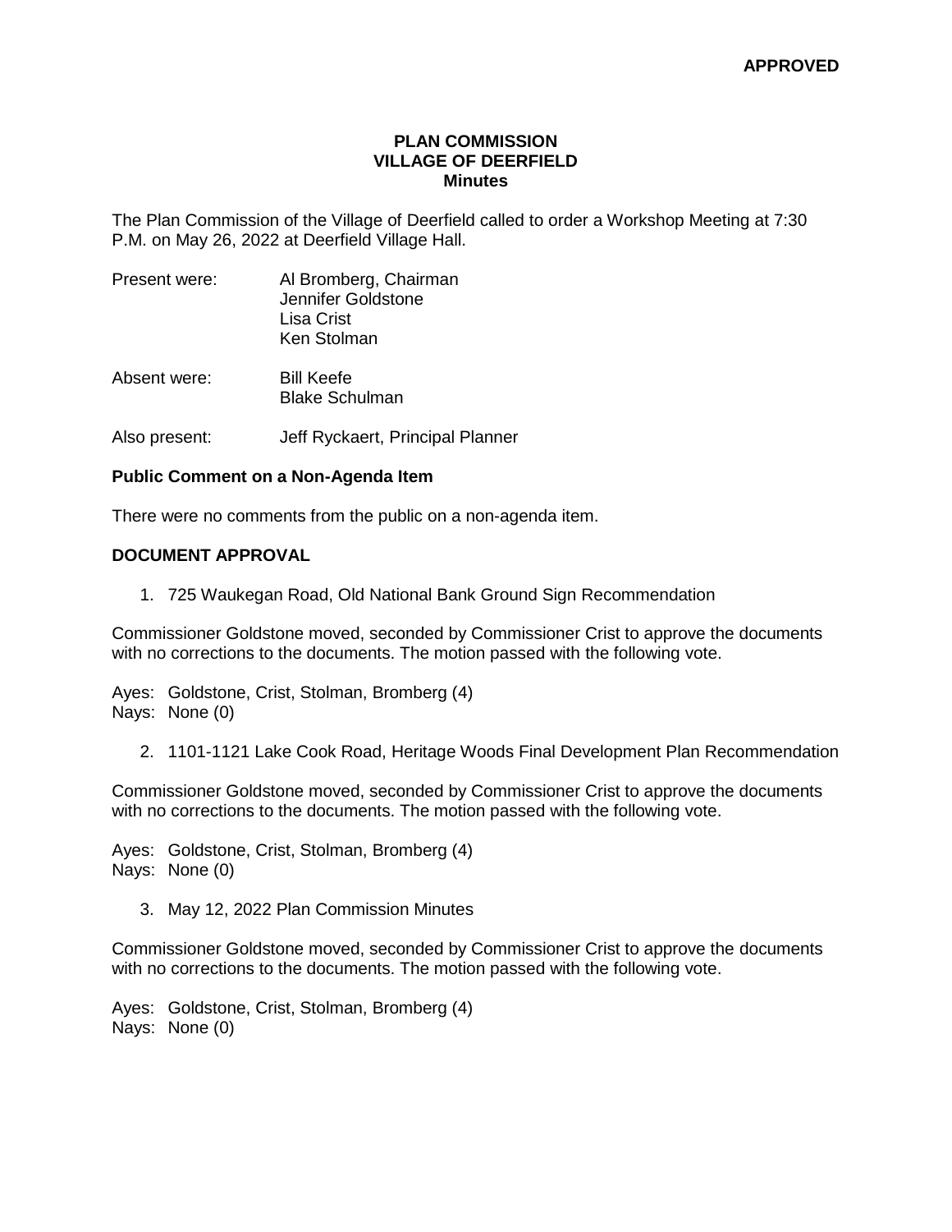**APPROVED**

# PLAN COMMISSION
## VILLAGE OF DEERFIELD
### Minutes

The Plan Commission of the Village of Deerfield called to order a Workshop Meeting at 7:30 P.M. on May 26, 2022 at Deerfield Village Hall.

Present were: Al Bromberg, Chairman
Jennifer Goldstone
Lisa Crist
Ken Stolman

Absent were: Bill Keefe
Blake Schulman

Also present: Jeff Ryckaert, Principal Planner

**Public Comment on a Non-Agenda Item**

There were no comments from the public on a non-agenda item.

**DOCUMENT APPROVAL**

1. 725 Waukegan Road, Old National Bank Ground Sign Recommendation

Commissioner Goldstone moved, seconded by Commissioner Crist to approve the documents with no corrections to the documents. The motion passed with the following vote.

Ayes: Goldstone, Crist, Stolman, Bromberg (4)
Nays: None (0)

2. 1101-1121 Lake Cook Road, Heritage Woods Final Development Plan Recommendation

Commissioner Goldstone moved, seconded by Commissioner Crist to approve the documents with no corrections to the documents. The motion passed with the following vote.

Ayes: Goldstone, Crist, Stolman, Bromberg (4)
Nays: None (0)

3. May 12, 2022 Plan Commission Minutes

Commissioner Goldstone moved, seconded by Commissioner Crist to approve the documents with no corrections to the documents. The motion passed with the following vote.

Ayes: Goldstone, Crist, Stolman, Bromberg (4)
Nays: None (0)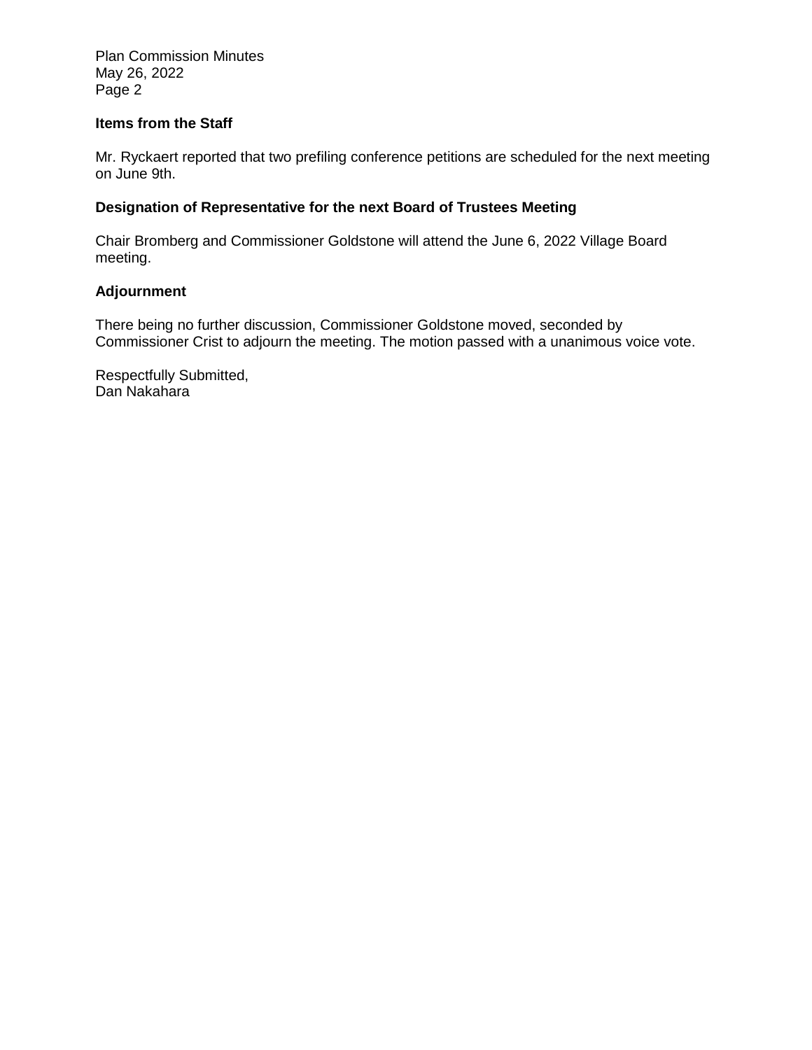## Items from the Staff

Mr. Ryckaert reported that two prefiling conference petitions are scheduled for the next meeting on June 9th.

## Designation of Representative for the next Board of Trustees Meeting

Chair Bromberg and Commissioner Goldstone will attend the June 6, 2022 Village Board meeting.

## Adjournment

There being no further discussion, Commissioner Goldstone moved, seconded by Commissioner Crist to adjourn the meeting. The motion passed with a unanimous voice vote.

Respectfully Submitted,
Dan Nakahara